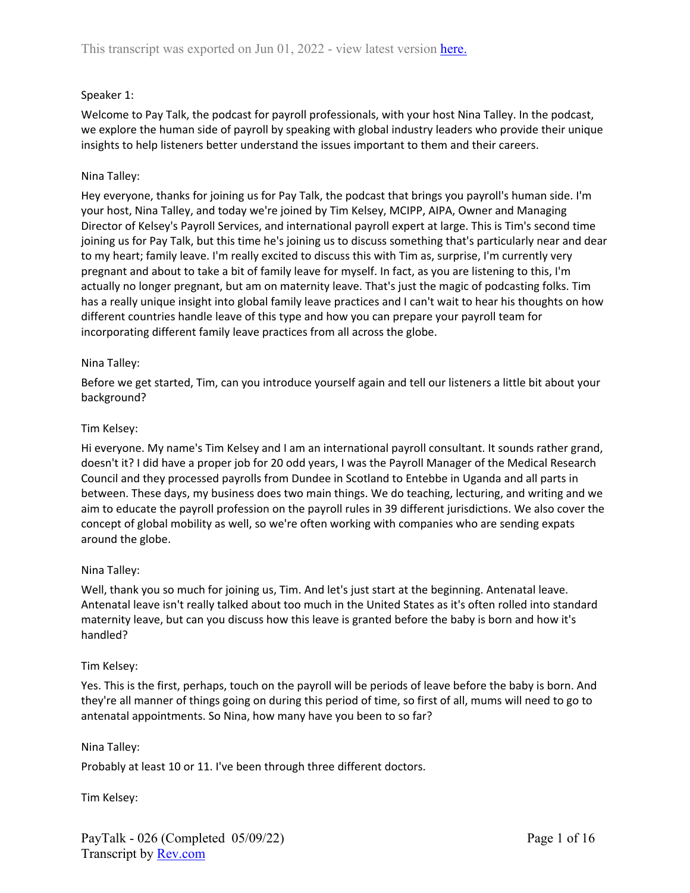This transcript was exported on Jun 01, 2022 - view latest version [here.]

Speaker 1:

Welcome to Pay Talk, the podcast for payroll professionals, with your host Nina Talley. In the podcast, we explore the human side of payroll by speaking with global industry leaders who provide their unique insights to help listeners better understand the issues important to them and their careers.

Nina Talley:

Hey everyone, thanks for joining us for Pay Talk, the podcast that brings you payroll's human side. I'm your host, Nina Talley, and today we're joined by Tim Kelsey, MCIPP, AIPA, Owner and Managing Director of Kelsey's Payroll Services, and international payroll expert at large. This is Tim's second time joining us for Pay Talk, but this time he's joining us to discuss something that's particularly near and dear to my heart; family leave. I'm really excited to discuss this with Tim as, surprise, I'm currently very pregnant and about to take a bit of family leave for myself. In fact, as you are listening to this, I'm actually no longer pregnant, but am on maternity leave. That's just the magic of podcasting folks. Tim has a really unique insight into global family leave practices and I can't wait to hear his thoughts on how different countries handle leave of this type and how you can prepare your payroll team for incorporating different family leave practices from all across the globe.

Nina Talley:

Before we get started, Tim, can you introduce yourself again and tell our listeners a little bit about your background?

Tim Kelsey:

Hi everyone. My name's Tim Kelsey and I am an international payroll consultant. It sounds rather grand, doesn't it? I did have a proper job for 20 odd years, I was the Payroll Manager of the Medical Research Council and they processed payrolls from Dundee in Scotland to Entebbe in Uganda and all parts in between. These days, my business does two main things. We do teaching, lecturing, and writing and we aim to educate the payroll profession on the payroll rules in 39 different jurisdictions. We also cover the concept of global mobility as well, so we're often working with companies who are sending expats around the globe.

Nina Talley:

Well, thank you so much for joining us, Tim. And let's just start at the beginning. Antenatal leave. Antenatal leave isn't really talked about too much in the United States as it's often rolled into standard maternity leave, but can you discuss how this leave is granted before the baby is born and how it's handled?

Tim Kelsey:

Yes. This is the first, perhaps, touch on the payroll will be periods of leave before the baby is born. And they're all manner of things going on during this period of time, so first of all, mums will need to go to antenatal appointments. So Nina, how many have you been to so far?

Nina Talley:

Probably at least 10 or 11. I've been through three different doctors.

Tim Kelsey:

PayTalk - 026 (Completed 05/09/22)
Transcript by [Rev.com]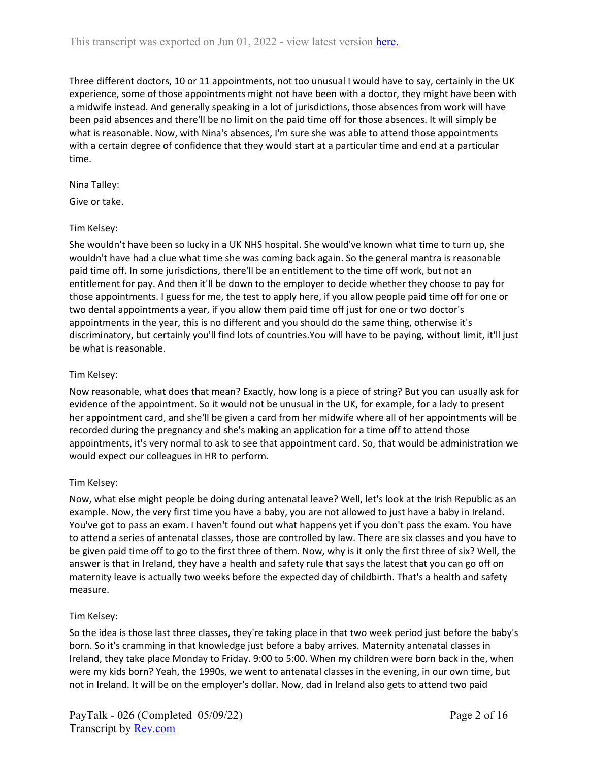Three different doctors, 10 or 11 appointments, not too unusual I would have to say, certainly in the UK experience, some of those appointments might not have been with a doctor, they might have been with a midwife instead. And generally speaking in a lot of jurisdictions, those absences from work will have been paid absences and there'll be no limit on the paid time off for those absences. It will simply be what is reasonable. Now, with Nina's absences, I'm sure she was able to attend those appointments with a certain degree of confidence that they would start at a particular time and end at a particular time.

Nina Talley:

Give or take.

Tim Kelsey:

She wouldn't have been so lucky in a UK NHS hospital. She would've known what time to turn up, she wouldn't have had a clue what time she was coming back again. So the general mantra is reasonable paid time off. In some jurisdictions, there'll be an entitlement to the time off work, but not an entitlement for pay. And then it'll be down to the employer to decide whether they choose to pay for those appointments. I guess for me, the test to apply here, if you allow people paid time off for one or two dental appointments a year, if you allow them paid time off just for one or two doctor's appointments in the year, this is no different and you should do the same thing, otherwise it's discriminatory, but certainly you'll find lots of countries.You will have to be paying, without limit, it'll just be what is reasonable.

Tim Kelsey:

Now reasonable, what does that mean? Exactly, how long is a piece of string? But you can usually ask for evidence of the appointment. So it would not be unusual in the UK, for example, for a lady to present her appointment card, and she'll be given a card from her midwife where all of her appointments will be recorded during the pregnancy and she's making an application for a time off to attend those appointments, it's very normal to ask to see that appointment card. So, that would be administration we would expect our colleagues in HR to perform.

Tim Kelsey:

Now, what else might people be doing during antenatal leave? Well, let's look at the Irish Republic as an example. Now, the very first time you have a baby, you are not allowed to just have a baby in Ireland. You've got to pass an exam. I haven't found out what happens yet if you don't pass the exam. You have to attend a series of antenatal classes, those are controlled by law. There are six classes and you have to be given paid time off to go to the first three of them. Now, why is it only the first three of six? Well, the answer is that in Ireland, they have a health and safety rule that says the latest that you can go off on maternity leave is actually two weeks before the expected day of childbirth. That's a health and safety measure.

Tim Kelsey:

So the idea is those last three classes, they're taking place in that two week period just before the baby's born. So it's cramming in that knowledge just before a baby arrives. Maternity antenatal classes in Ireland, they take place Monday to Friday. 9:00 to 5:00. When my children were born back in the, when were my kids born? Yeah, the 1990s, we went to antenatal classes in the evening, in our own time, but not in Ireland. It will be on the employer's dollar. Now, dad in Ireland also gets to attend two paid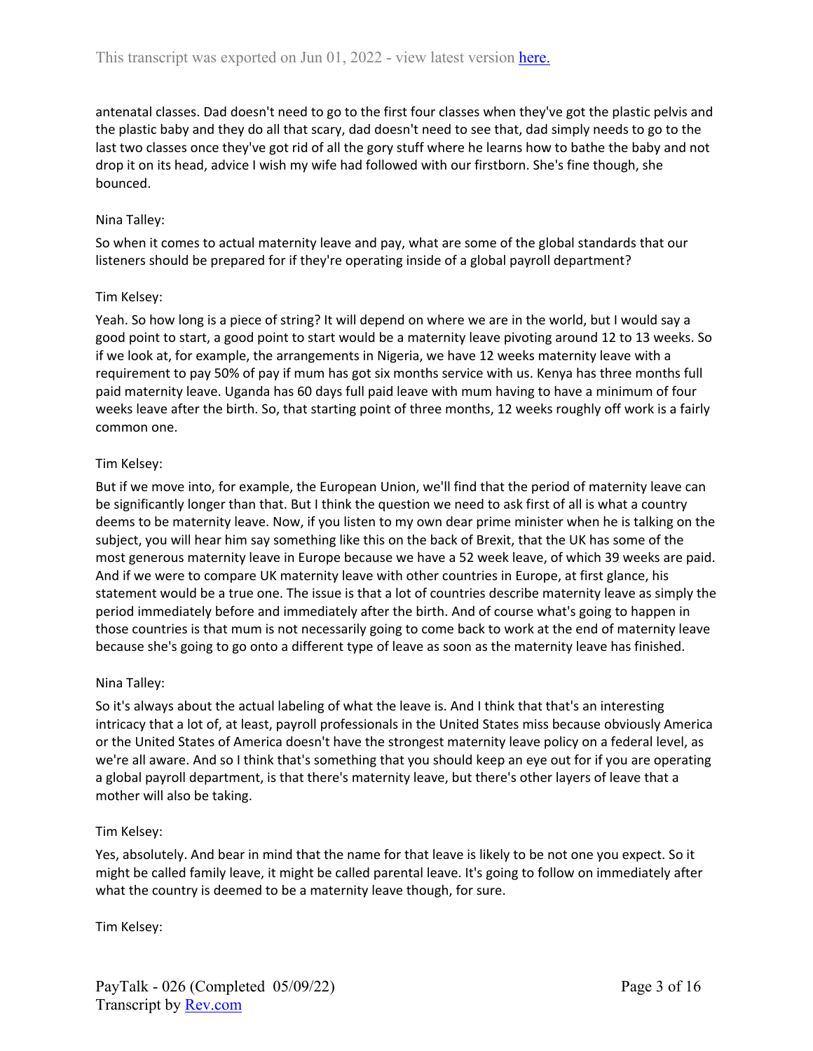antenatal classes. Dad doesn't need to go to the first four classes when they've got the plastic pelvis and the plastic baby and they do all that scary, dad doesn't need to see that, dad simply needs to go to the last two classes once they've got rid of all the gory stuff where he learns how to bathe the baby and not drop it on its head, advice I wish my wife had followed with our firstborn. She's fine though, she bounced.

Nina Talley:

So when it comes to actual maternity leave and pay, what are some of the global standards that our listeners should be prepared for if they're operating inside of a global payroll department?

Tim Kelsey:

Yeah. So how long is a piece of string? It will depend on where we are in the world, but I would say a good point to start, a good point to start would be a maternity leave pivoting around 12 to 13 weeks. So if we look at, for example, the arrangements in Nigeria, we have 12 weeks maternity leave with a requirement to pay 50% of pay if mum has got six months service with us. Kenya has three months full paid maternity leave. Uganda has 60 days full paid leave with mum having to have a minimum of four weeks leave after the birth. So, that starting point of three months, 12 weeks roughly off work is a fairly common one.

Tim Kelsey:

But if we move into, for example, the European Union, we'll find that the period of maternity leave can be significantly longer than that. But I think the question we need to ask first of all is what a country deems to be maternity leave. Now, if you listen to my own dear prime minister when he is talking on the subject, you will hear him say something like this on the back of Brexit, that the UK has some of the most generous maternity leave in Europe because we have a 52 week leave, of which 39 weeks are paid. And if we were to compare UK maternity leave with other countries in Europe, at first glance, his statement would be a true one. The issue is that a lot of countries describe maternity leave as simply the period immediately before and immediately after the birth. And of course what's going to happen in those countries is that mum is not necessarily going to come back to work at the end of maternity leave because she's going to go onto a different type of leave as soon as the maternity leave has finished.

Nina Talley:

So it's always about the actual labeling of what the leave is. And I think that that's an interesting intricacy that a lot of, at least, payroll professionals in the United States miss because obviously America or the United States of America doesn't have the strongest maternity leave policy on a federal level, as we're all aware. And so I think that's something that you should keep an eye out for if you are operating a global payroll department, is that there's maternity leave, but there's other layers of leave that a mother will also be taking.

Tim Kelsey:

Yes, absolutely. And bear in mind that the name for that leave is likely to be not one you expect. So it might be called family leave, it might be called parental leave. It's going to follow on immediately after what the country is deemed to be a maternity leave though, for sure.

Tim Kelsey: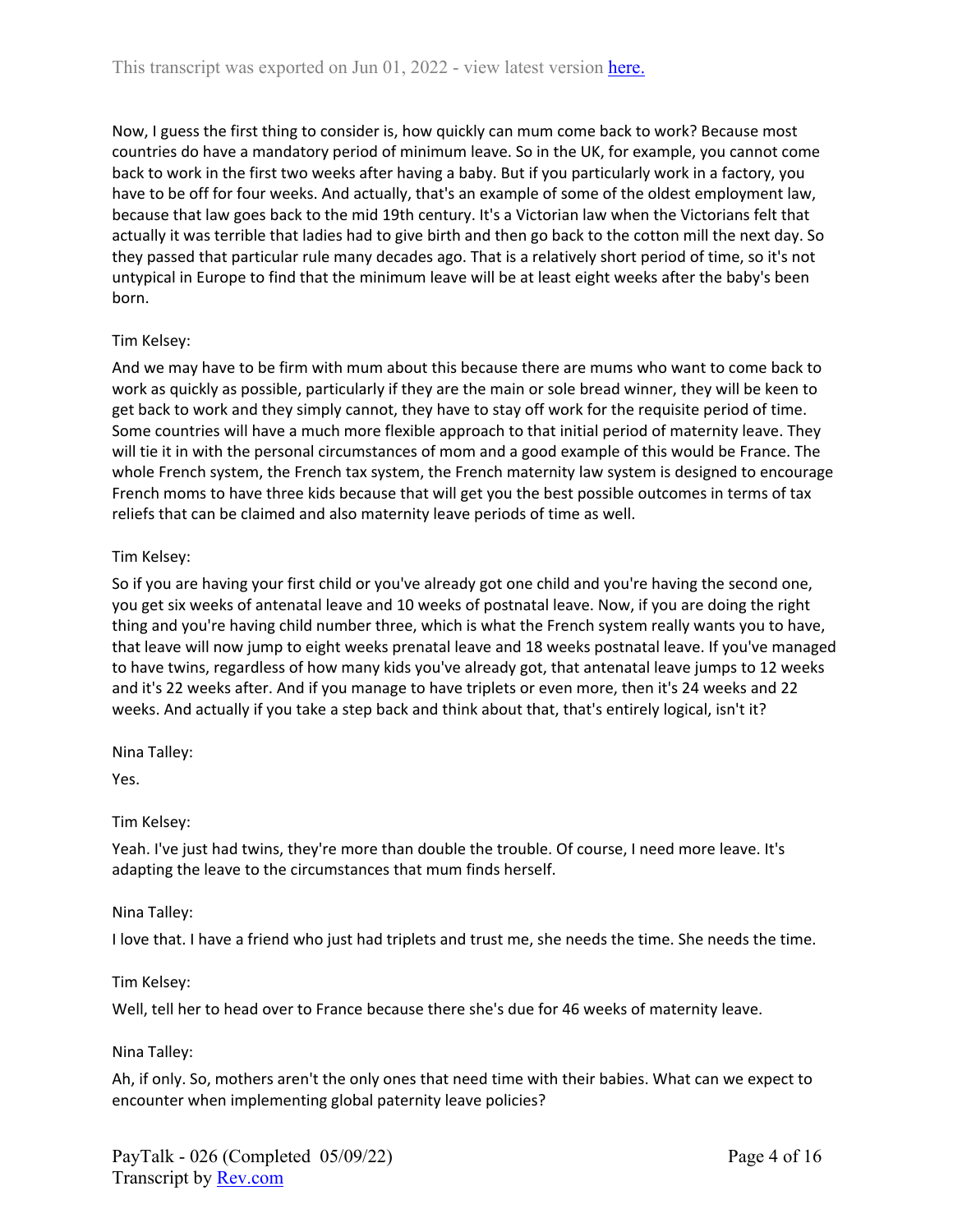Now, I guess the first thing to consider is, how quickly can mum come back to work? Because most countries do have a mandatory period of minimum leave. So in the UK, for example, you cannot come back to work in the first two weeks after having a baby. But if you particularly work in a factory, you have to be off for four weeks. And actually, that's an example of some of the oldest employment law, because that law goes back to the mid 19th century. It's a Victorian law when the Victorians felt that actually it was terrible that ladies had to give birth and then go back to the cotton mill the next day. So they passed that particular rule many decades ago. That is a relatively short period of time, so it's not untypical in Europe to find that the minimum leave will be at least eight weeks after the baby's been born.

Tim Kelsey:

And we may have to be firm with mum about this because there are mums who want to come back to work as quickly as possible, particularly if they are the main or sole bread winner, they will be keen to get back to work and they simply cannot, they have to stay off work for the requisite period of time. Some countries will have a much more flexible approach to that initial period of maternity leave. They will tie it in with the personal circumstances of mom and a good example of this would be France. The whole French system, the French tax system, the French maternity law system is designed to encourage French moms to have three kids because that will get you the best possible outcomes in terms of tax reliefs that can be claimed and also maternity leave periods of time as well.

Tim Kelsey:

So if you are having your first child or you've already got one child and you're having the second one, you get six weeks of antenatal leave and 10 weeks of postnatal leave. Now, if you are doing the right thing and you're having child number three, which is what the French system really wants you to have, that leave will now jump to eight weeks prenatal leave and 18 weeks postnatal leave. If you've managed to have twins, regardless of how many kids you've already got, that antenatal leave jumps to 12 weeks and it's 22 weeks after. And if you manage to have triplets or even more, then it's 24 weeks and 22 weeks. And actually if you take a step back and think about that, that's entirely logical, isn't it?

Nina Talley:

Yes.

Tim Kelsey:

Yeah. I've just had twins, they're more than double the trouble. Of course, I need more leave. It's adapting the leave to the circumstances that mum finds herself.

Nina Talley:

I love that. I have a friend who just had triplets and trust me, she needs the time. She needs the time.

Tim Kelsey:

Well, tell her to head over to France because there she's due for 46 weeks of maternity leave.

Nina Talley:

Ah, if only. So, mothers aren't the only ones that need time with their babies. What can we expect to encounter when implementing global paternity leave policies?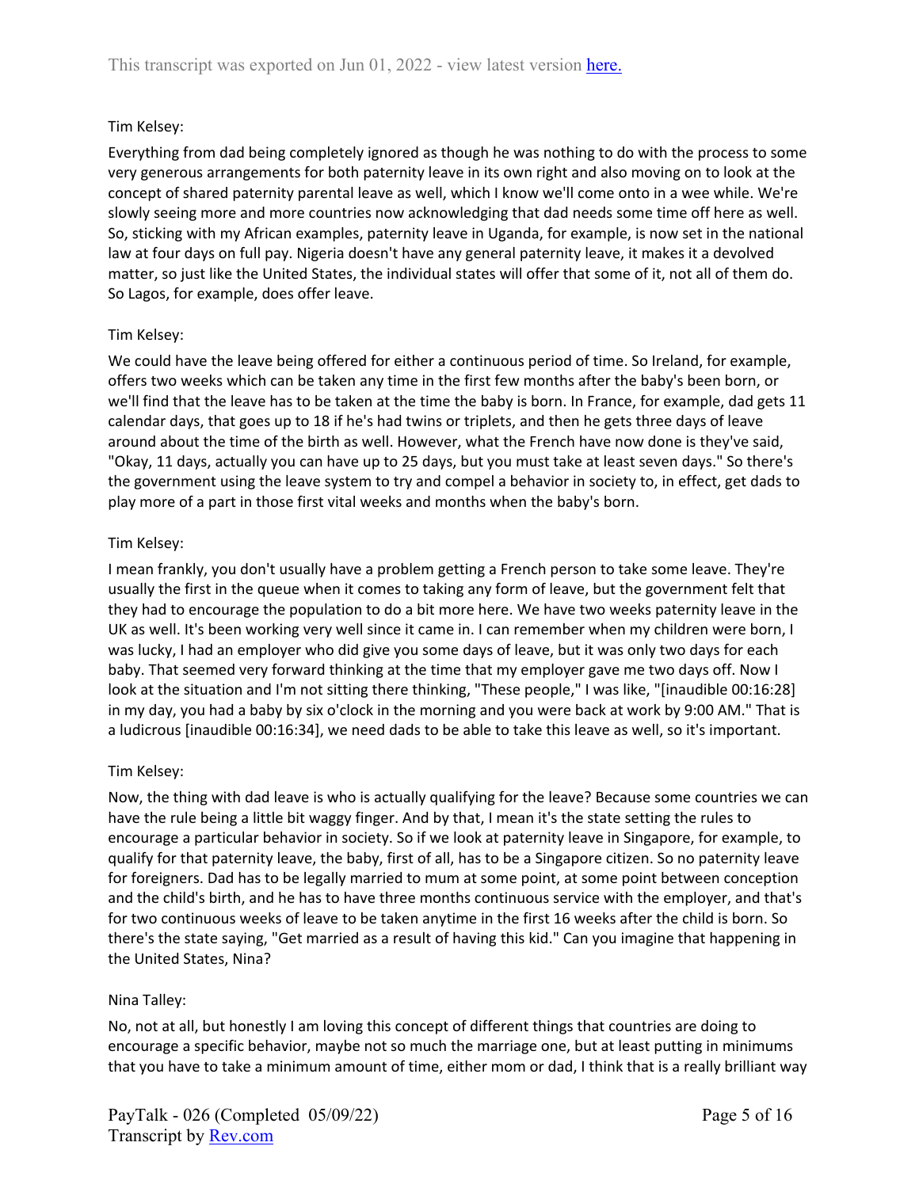Tim Kelsey:

Everything from dad being completely ignored as though he was nothing to do with the process to some very generous arrangements for both paternity leave in its own right and also moving on to look at the concept of shared paternity parental leave as well, which I know we'll come onto in a wee while. We're slowly seeing more and more countries now acknowledging that dad needs some time off here as well. So, sticking with my African examples, paternity leave in Uganda, for example, is now set in the national law at four days on full pay. Nigeria doesn't have any general paternity leave, it makes it a devolved matter, so just like the United States, the individual states will offer that some of it, not all of them do. So Lagos, for example, does offer leave.

Tim Kelsey:

We could have the leave being offered for either a continuous period of time. So Ireland, for example, offers two weeks which can be taken any time in the first few months after the baby's been born, or we'll find that the leave has to be taken at the time the baby is born. In France, for example, dad gets 11 calendar days, that goes up to 18 if he's had twins or triplets, and then he gets three days of leave around about the time of the birth as well. However, what the French have now done is they've said, "Okay, 11 days, actually you can have up to 25 days, but you must take at least seven days." So there's the government using the leave system to try and compel a behavior in society to, in effect, get dads to play more of a part in those first vital weeks and months when the baby's born.

Tim Kelsey:

I mean frankly, you don't usually have a problem getting a French person to take some leave. They're usually the first in the queue when it comes to taking any form of leave, but the government felt that they had to encourage the population to do a bit more here. We have two weeks paternity leave in the UK as well. It's been working very well since it came in. I can remember when my children were born, I was lucky, I had an employer who did give you some days of leave, but it was only two days for each baby. That seemed very forward thinking at the time that my employer gave me two days off. Now I look at the situation and I'm not sitting there thinking, "These people," I was like, "[inaudible 00:16:28] in my day, you had a baby by six o'clock in the morning and you were back at work by 9:00 AM." That is a ludicrous [inaudible 00:16:34], we need dads to be able to take this leave as well, so it's important.

Tim Kelsey:

Now, the thing with dad leave is who is actually qualifying for the leave? Because some countries we can have the rule being a little bit waggy finger. And by that, I mean it's the state setting the rules to encourage a particular behavior in society. So if we look at paternity leave in Singapore, for example, to qualify for that paternity leave, the baby, first of all, has to be a Singapore citizen. So no paternity leave for foreigners. Dad has to be legally married to mum at some point, at some point between conception and the child's birth, and he has to have three months continuous service with the employer, and that's for two continuous weeks of leave to be taken anytime in the first 16 weeks after the child is born. So there's the state saying, "Get married as a result of having this kid." Can you imagine that happening in the United States, Nina?

Nina Talley:

No, not at all, but honestly I am loving this concept of different things that countries are doing to encourage a specific behavior, maybe not so much the marriage one, but at least putting in minimums that you have to take a minimum amount of time, either mom or dad, I think that is a really brilliant way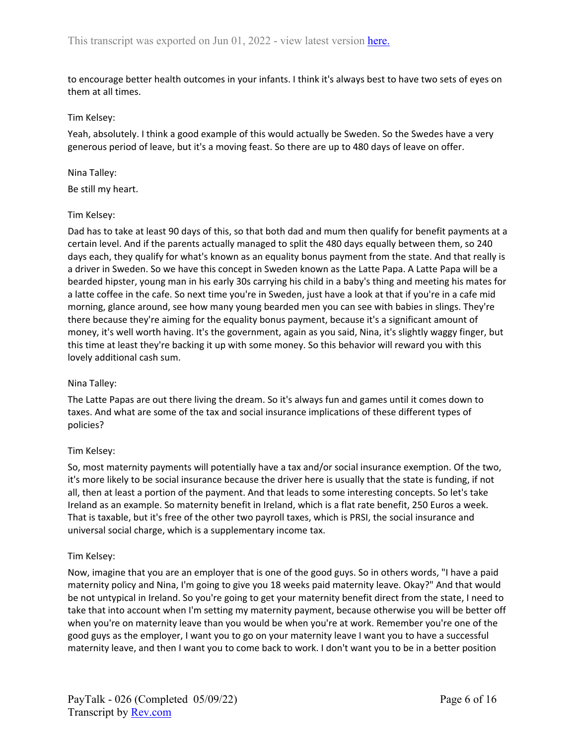to encourage better health outcomes in your infants. I think it's always best to have two sets of eyes on them at all times.

Tim Kelsey:

Yeah, absolutely. I think a good example of this would actually be Sweden. So the Swedes have a very generous period of leave, but it's a moving feast. So there are up to 480 days of leave on offer.

Nina Talley:

Be still my heart.

Tim Kelsey:

Dad has to take at least 90 days of this, so that both dad and mum then qualify for benefit payments at a certain level. And if the parents actually managed to split the 480 days equally between them, so 240 days each, they qualify for what's known as an equality bonus payment from the state. And that really is a driver in Sweden. So we have this concept in Sweden known as the Latte Papa. A Latte Papa will be a bearded hipster, young man in his early 30s carrying his child in a baby's thing and meeting his mates for a latte coffee in the cafe. So next time you're in Sweden, just have a look at that if you're in a cafe mid morning, glance around, see how many young bearded men you can see with babies in slings. They're there because they're aiming for the equality bonus payment, because it's a significant amount of money, it's well worth having. It's the government, again as you said, Nina, it's slightly waggy finger, but this time at least they're backing it up with some money. So this behavior will reward you with this lovely additional cash sum.

Nina Talley:

The Latte Papas are out there living the dream. So it's always fun and games until it comes down to taxes. And what are some of the tax and social insurance implications of these different types of policies?

Tim Kelsey:

So, most maternity payments will potentially have a tax and/or social insurance exemption. Of the two, it's more likely to be social insurance because the driver here is usually that the state is funding, if not all, then at least a portion of the payment. And that leads to some interesting concepts. So let's take Ireland as an example. So maternity benefit in Ireland, which is a flat rate benefit, 250 Euros a week. That is taxable, but it's free of the other two payroll taxes, which is PRSI, the social insurance and universal social charge, which is a supplementary income tax.

Tim Kelsey:

Now, imagine that you are an employer that is one of the good guys. So in others words, "I have a paid maternity policy and Nina, I'm going to give you 18 weeks paid maternity leave. Okay?" And that would be not untypical in Ireland. So you're going to get your maternity benefit direct from the state, I need to take that into account when I'm setting my maternity payment, because otherwise you will be better off when you're on maternity leave than you would be when you're at work. Remember you're one of the good guys as the employer, I want you to go on your maternity leave I want you to have a successful maternity leave, and then I want you to come back to work. I don't want you to be in a better position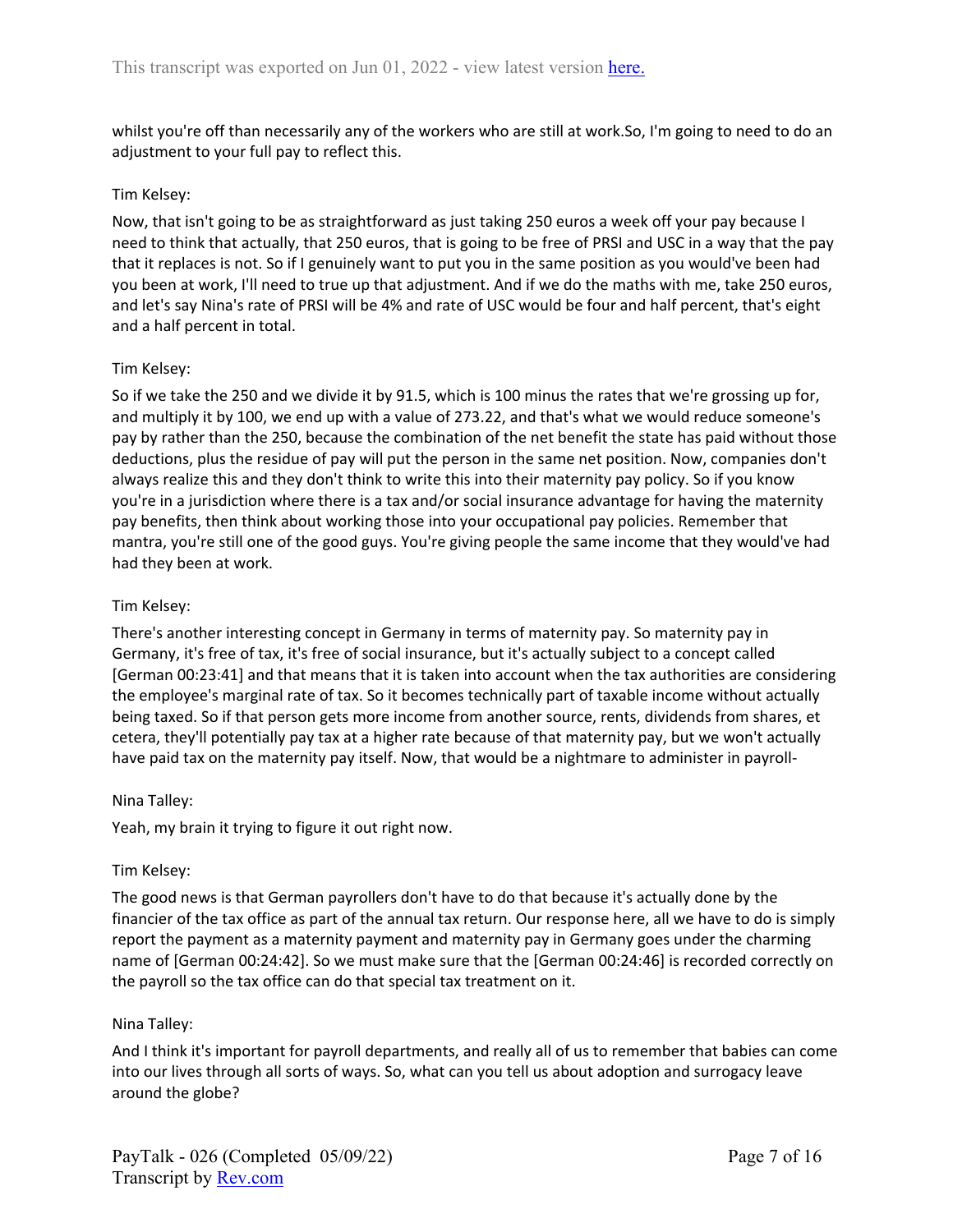whilst you're off than necessarily any of the workers who are still at work.So, I'm going to need to do an adjustment to your full pay to reflect this.

Tim Kelsey:

Now, that isn't going to be as straightforward as just taking 250 euros a week off your pay because I need to think that actually, that 250 euros, that is going to be free of PRSI and USC in a way that the pay that it replaces is not. So if I genuinely want to put you in the same position as you would've been had you been at work, I'll need to true up that adjustment. And if we do the maths with me, take 250 euros, and let's say Nina's rate of PRSI will be 4% and rate of USC would be four and half percent, that's eight and a half percent in total.

Tim Kelsey:

So if we take the 250 and we divide it by 91.5, which is 100 minus the rates that we're grossing up for, and multiply it by 100, we end up with a value of 273.22, and that's what we would reduce someone's pay by rather than the 250, because the combination of the net benefit the state has paid without those deductions, plus the residue of pay will put the person in the same net position. Now, companies don't always realize this and they don't think to write this into their maternity pay policy. So if you know you're in a jurisdiction where there is a tax and/or social insurance advantage for having the maternity pay benefits, then think about working those into your occupational pay policies. Remember that mantra, you're still one of the good guys. You're giving people the same income that they would've had had they been at work.

Tim Kelsey:

There's another interesting concept in Germany in terms of maternity pay. So maternity pay in Germany, it's free of tax, it's free of social insurance, but it's actually subject to a concept called [German 00:23:41] and that means that it is taken into account when the tax authorities are considering the employee's marginal rate of tax. So it becomes technically part of taxable income without actually being taxed. So if that person gets more income from another source, rents, dividends from shares, et cetera, they'll potentially pay tax at a higher rate because of that maternity pay, but we won't actually have paid tax on the maternity pay itself. Now, that would be a nightmare to administer in payroll-

Nina Talley:

Yeah, my brain it trying to figure it out right now.

Tim Kelsey:

The good news is that German payrollers don't have to do that because it's actually done by the financier of the tax office as part of the annual tax return. Our response here, all we have to do is simply report the payment as a maternity payment and maternity pay in Germany goes under the charming name of [German 00:24:42]. So we must make sure that the [German 00:24:46] is recorded correctly on the payroll so the tax office can do that special tax treatment on it.

Nina Talley:

And I think it's important for payroll departments, and really all of us to remember that babies can come into our lives through all sorts of ways. So, what can you tell us about adoption and surrogacy leave around the globe?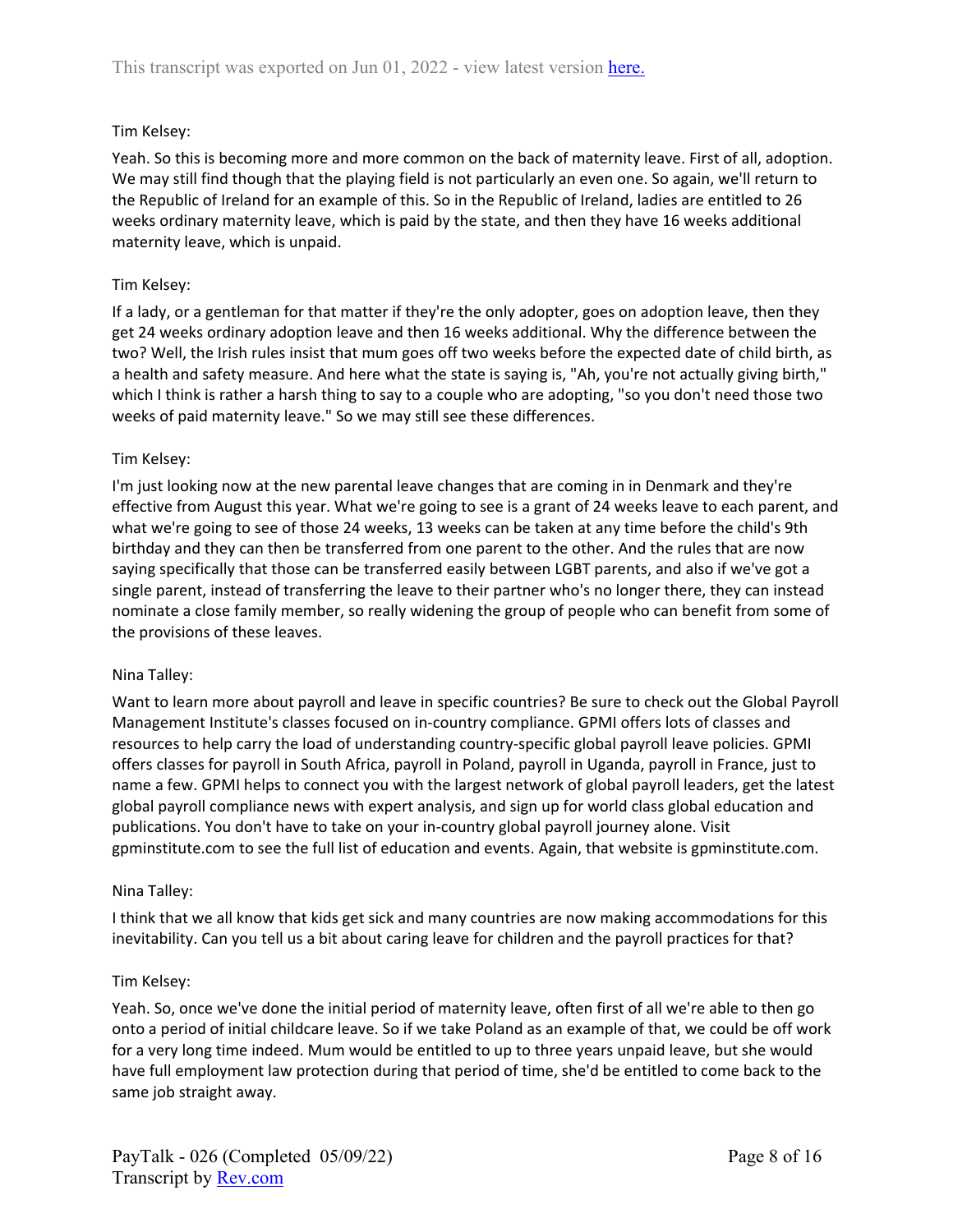Tim Kelsey:

Yeah. So this is becoming more and more common on the back of maternity leave. First of all, adoption. We may still find though that the playing field is not particularly an even one. So again, we'll return to the Republic of Ireland for an example of this. So in the Republic of Ireland, ladies are entitled to 26 weeks ordinary maternity leave, which is paid by the state, and then they have 16 weeks additional maternity leave, which is unpaid.

Tim Kelsey:

If a lady, or a gentleman for that matter if they're the only adopter, goes on adoption leave, then they get 24 weeks ordinary adoption leave and then 16 weeks additional. Why the difference between the two? Well, the Irish rules insist that mum goes off two weeks before the expected date of child birth, as a health and safety measure. And here what the state is saying is, "Ah, you're not actually giving birth," which I think is rather a harsh thing to say to a couple who are adopting, "so you don't need those two weeks of paid maternity leave." So we may still see these differences.

Tim Kelsey:

I'm just looking now at the new parental leave changes that are coming in in Denmark and they're effective from August this year. What we're going to see is a grant of 24 weeks leave to each parent, and what we're going to see of those 24 weeks, 13 weeks can be taken at any time before the child's 9th birthday and they can then be transferred from one parent to the other. And the rules that are now saying specifically that those can be transferred easily between LGBT parents, and also if we've got a single parent, instead of transferring the leave to their partner who's no longer there, they can instead nominate a close family member, so really widening the group of people who can benefit from some of the provisions of these leaves.

Nina Talley:

Want to learn more about payroll and leave in specific countries? Be sure to check out the Global Payroll Management Institute's classes focused on in-country compliance. GPMI offers lots of classes and resources to help carry the load of understanding country-specific global payroll leave policies. GPMI offers classes for payroll in South Africa, payroll in Poland, payroll in Uganda, payroll in France, just to name a few. GPMI helps to connect you with the largest network of global payroll leaders, get the latest global payroll compliance news with expert analysis, and sign up for world class global education and publications. You don't have to take on your in-country global payroll journey alone. Visit gpminstitute.com to see the full list of education and events. Again, that website is gpminstitute.com.

Nina Talley:

I think that we all know that kids get sick and many countries are now making accommodations for this inevitability. Can you tell us a bit about caring leave for children and the payroll practices for that?

Tim Kelsey:

Yeah. So, once we've done the initial period of maternity leave, often first of all we're able to then go onto a period of initial childcare leave. So if we take Poland as an example of that, we could be off work for a very long time indeed. Mum would be entitled to up to three years unpaid leave, but she would have full employment law protection during that period of time, she'd be entitled to come back to the same job straight away.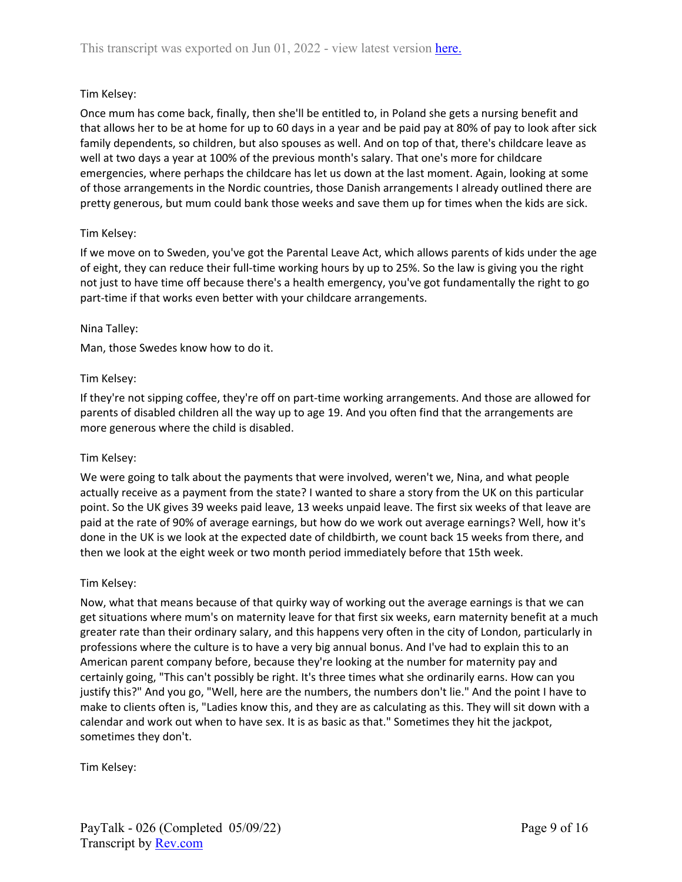Tim Kelsey:

Once mum has come back, finally, then she'll be entitled to, in Poland she gets a nursing benefit and that allows her to be at home for up to 60 days in a year and be paid pay at 80% of pay to look after sick family dependents, so children, but also spouses as well. And on top of that, there's childcare leave as well at two days a year at 100% of the previous month's salary. That one's more for childcare emergencies, where perhaps the childcare has let us down at the last moment. Again, looking at some of those arrangements in the Nordic countries, those Danish arrangements I already outlined there are pretty generous, but mum could bank those weeks and save them up for times when the kids are sick.

Tim Kelsey:

If we move on to Sweden, you've got the Parental Leave Act, which allows parents of kids under the age of eight, they can reduce their full-time working hours by up to 25%. So the law is giving you the right not just to have time off because there's a health emergency, you've got fundamentally the right to go part-time if that works even better with your childcare arrangements.

Nina Talley:

Man, those Swedes know how to do it.

Tim Kelsey:

If they're not sipping coffee, they're off on part-time working arrangements. And those are allowed for parents of disabled children all the way up to age 19. And you often find that the arrangements are more generous where the child is disabled.

Tim Kelsey:

We were going to talk about the payments that were involved, weren't we, Nina, and what people actually receive as a payment from the state? I wanted to share a story from the UK on this particular point. So the UK gives 39 weeks paid leave, 13 weeks unpaid leave. The first six weeks of that leave are paid at the rate of 90% of average earnings, but how do we work out average earnings? Well, how it's done in the UK is we look at the expected date of childbirth, we count back 15 weeks from there, and then we look at the eight week or two month period immediately before that 15th week.

Tim Kelsey:

Now, what that means because of that quirky way of working out the average earnings is that we can get situations where mum's on maternity leave for that first six weeks, earn maternity benefit at a much greater rate than their ordinary salary, and this happens very often in the city of London, particularly in professions where the culture is to have a very big annual bonus. And I've had to explain this to an American parent company before, because they're looking at the number for maternity pay and certainly going, "This can't possibly be right. It's three times what she ordinarily earns. How can you justify this?" And you go, "Well, here are the numbers, the numbers don't lie." And the point I have to make to clients often is, "Ladies know this, and they are as calculating as this. They will sit down with a calendar and work out when to have sex. It is as basic as that." Sometimes they hit the jackpot, sometimes they don't.

Tim Kelsey: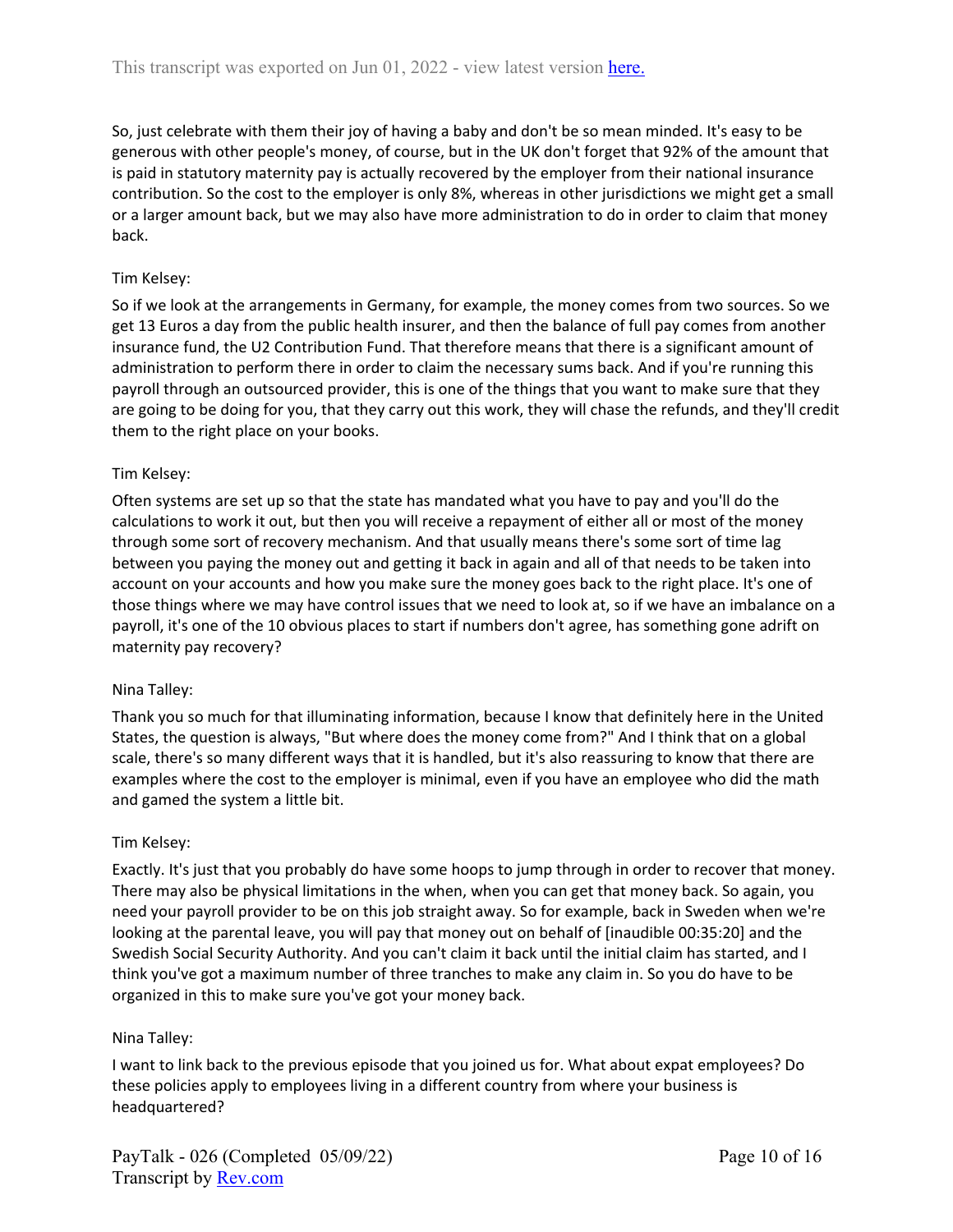So, just celebrate with them their joy of having a baby and don't be so mean minded. It's easy to be generous with other people's money, of course, but in the UK don't forget that 92% of the amount that is paid in statutory maternity pay is actually recovered by the employer from their national insurance contribution. So the cost to the employer is only 8%, whereas in other jurisdictions we might get a small or a larger amount back, but we may also have more administration to do in order to claim that money back.

Tim Kelsey:

So if we look at the arrangements in Germany, for example, the money comes from two sources. So we get 13 Euros a day from the public health insurer, and then the balance of full pay comes from another insurance fund, the U2 Contribution Fund. That therefore means that there is a significant amount of administration to perform there in order to claim the necessary sums back. And if you're running this payroll through an outsourced provider, this is one of the things that you want to make sure that they are going to be doing for you, that they carry out this work, they will chase the refunds, and they'll credit them to the right place on your books.

Tim Kelsey:

Often systems are set up so that the state has mandated what you have to pay and you'll do the calculations to work it out, but then you will receive a repayment of either all or most of the money through some sort of recovery mechanism. And that usually means there's some sort of time lag between you paying the money out and getting it back in again and all of that needs to be taken into account on your accounts and how you make sure the money goes back to the right place. It's one of those things where we may have control issues that we need to look at, so if we have an imbalance on a payroll, it's one of the 10 obvious places to start if numbers don't agree, has something gone adrift on maternity pay recovery?

Nina Talley:

Thank you so much for that illuminating information, because I know that definitely here in the United States, the question is always, "But where does the money come from?" And I think that on a global scale, there's so many different ways that it is handled, but it's also reassuring to know that there are examples where the cost to the employer is minimal, even if you have an employee who did the math and gamed the system a little bit.

Tim Kelsey:

Exactly. It's just that you probably do have some hoops to jump through in order to recover that money. There may also be physical limitations in the when, when you can get that money back. So again, you need your payroll provider to be on this job straight away. So for example, back in Sweden when we're looking at the parental leave, you will pay that money out on behalf of [inaudible 00:35:20] and the Swedish Social Security Authority. And you can't claim it back until the initial claim has started, and I think you've got a maximum number of three tranches to make any claim in. So you do have to be organized in this to make sure you've got your money back.

Nina Talley:

I want to link back to the previous episode that you joined us for. What about expat employees? Do these policies apply to employees living in a different country from where your business is headquartered?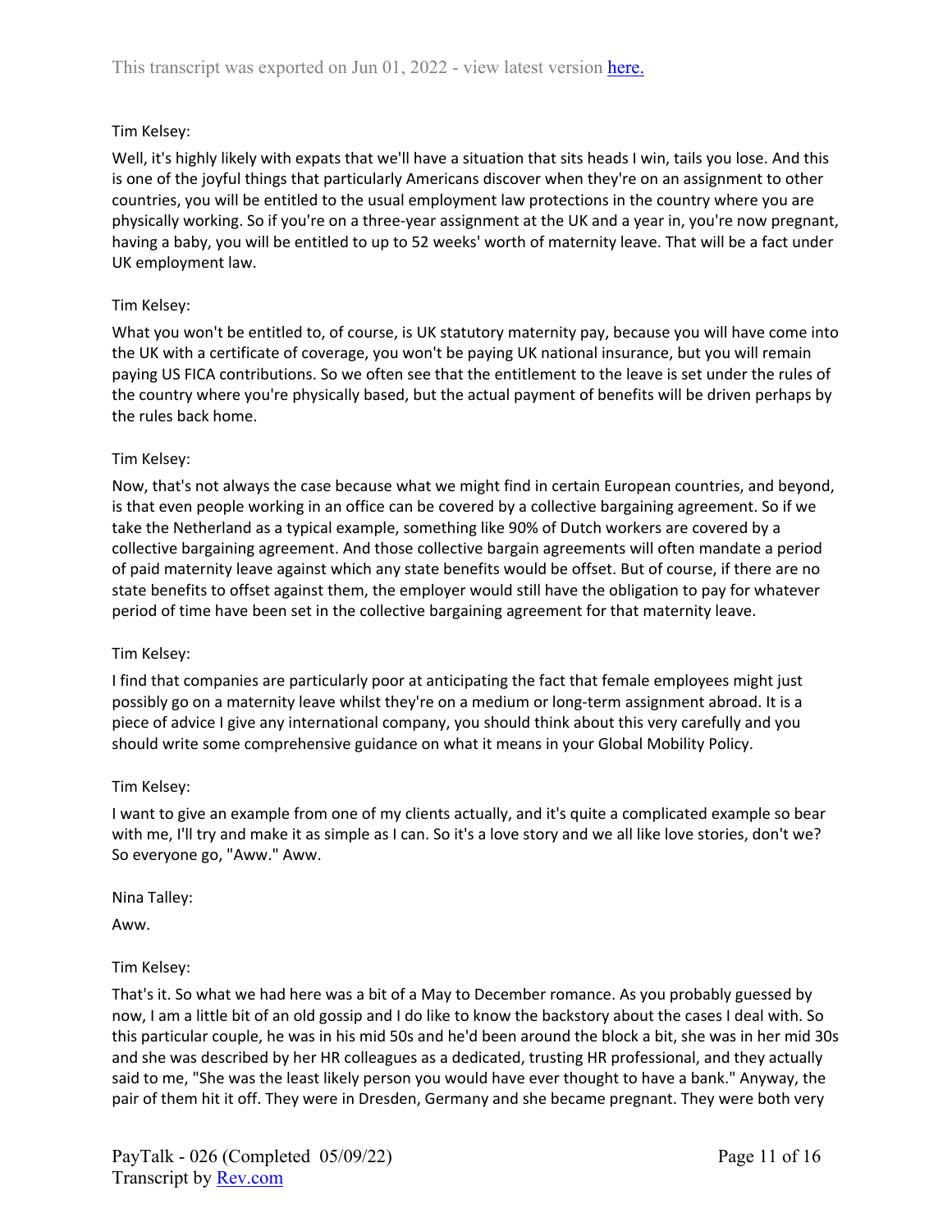Tim Kelsey:

Well, it's highly likely with expats that we'll have a situation that sits heads I win, tails you lose. And this is one of the joyful things that particularly Americans discover when they're on an assignment to other countries, you will be entitled to the usual employment law protections in the country where you are physically working. So if you're on a three-year assignment at the UK and a year in, you're now pregnant, having a baby, you will be entitled to up to 52 weeks' worth of maternity leave. That will be a fact under UK employment law.

Tim Kelsey:

What you won't be entitled to, of course, is UK statutory maternity pay, because you will have come into the UK with a certificate of coverage, you won't be paying UK national insurance, but you will remain paying US FICA contributions. So we often see that the entitlement to the leave is set under the rules of the country where you're physically based, but the actual payment of benefits will be driven perhaps by the rules back home.

Tim Kelsey:

Now, that's not always the case because what we might find in certain European countries, and beyond, is that even people working in an office can be covered by a collective bargaining agreement. So if we take the Netherland as a typical example, something like 90% of Dutch workers are covered by a collective bargaining agreement. And those collective bargain agreements will often mandate a period of paid maternity leave against which any state benefits would be offset. But of course, if there are no state benefits to offset against them, the employer would still have the obligation to pay for whatever period of time have been set in the collective bargaining agreement for that maternity leave.

Tim Kelsey:

I find that companies are particularly poor at anticipating the fact that female employees might just possibly go on a maternity leave whilst they're on a medium or long-term assignment abroad. It is a piece of advice I give any international company, you should think about this very carefully and you should write some comprehensive guidance on what it means in your Global Mobility Policy.

Tim Kelsey:

I want to give an example from one of my clients actually, and it's quite a complicated example so bear with me, I'll try and make it as simple as I can. So it's a love story and we all like love stories, don't we? So everyone go, "Aww." Aww.

Nina Talley:

Aww.

Tim Kelsey:

That's it. So what we had here was a bit of a May to December romance. As you probably guessed by now, I am a little bit of an old gossip and I do like to know the backstory about the cases I deal with. So this particular couple, he was in his mid 50s and he'd been around the block a bit, she was in her mid 30s and she was described by her HR colleagues as a dedicated, trusting HR professional, and they actually said to me, "She was the least likely person you would have ever thought to have a bank." Anyway, the pair of them hit it off. They were in Dresden, Germany and she became pregnant. They were both very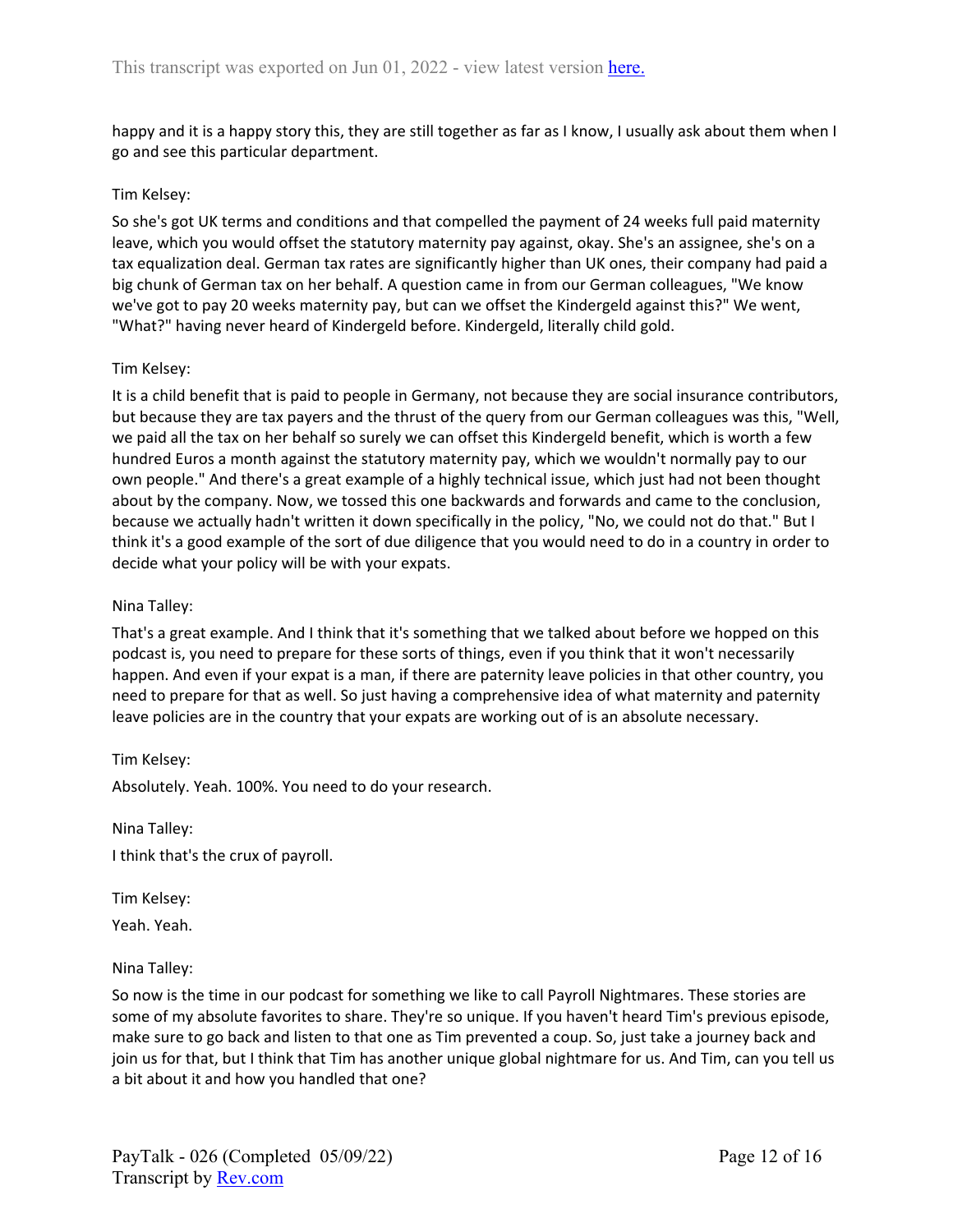happy and it is a happy story this, they are still together as far as I know, I usually ask about them when I go and see this particular department.

Tim Kelsey:

So she's got UK terms and conditions and that compelled the payment of 24 weeks full paid maternity leave, which you would offset the statutory maternity pay against, okay. She's an assignee, she's on a tax equalization deal. German tax rates are significantly higher than UK ones, their company had paid a big chunk of German tax on her behalf. A question came in from our German colleagues, "We know we've got to pay 20 weeks maternity pay, but can we offset the Kindergeld against this?" We went, "What?" having never heard of Kindergeld before. Kindergeld, literally child gold.

Tim Kelsey:

It is a child benefit that is paid to people in Germany, not because they are social insurance contributors, but because they are tax payers and the thrust of the query from our German colleagues was this, "Well, we paid all the tax on her behalf so surely we can offset this Kindergeld benefit, which is worth a few hundred Euros a month against the statutory maternity pay, which we wouldn't normally pay to our own people." And there's a great example of a highly technical issue, which just had not been thought about by the company. Now, we tossed this one backwards and forwards and came to the conclusion, because we actually hadn't written it down specifically in the policy, "No, we could not do that." But I think it's a good example of the sort of due diligence that you would need to do in a country in order to decide what your policy will be with your expats.

Nina Talley:

That's a great example. And I think that it's something that we talked about before we hopped on this podcast is, you need to prepare for these sorts of things, even if you think that it won't necessarily happen. And even if your expat is a man, if there are paternity leave policies in that other country, you need to prepare for that as well. So just having a comprehensive idea of what maternity and paternity leave policies are in the country that your expats are working out of is an absolute necessary.

Tim Kelsey:

Absolutely. Yeah. 100%. You need to do your research.

Nina Talley:

I think that's the crux of payroll.

Tim Kelsey:

Yeah. Yeah.

Nina Talley:

So now is the time in our podcast for something we like to call Payroll Nightmares. These stories are some of my absolute favorites to share. They're so unique. If you haven't heard Tim's previous episode, make sure to go back and listen to that one as Tim prevented a coup. So, just take a journey back and join us for that, but I think that Tim has another unique global nightmare for us. And Tim, can you tell us a bit about it and how you handled that one?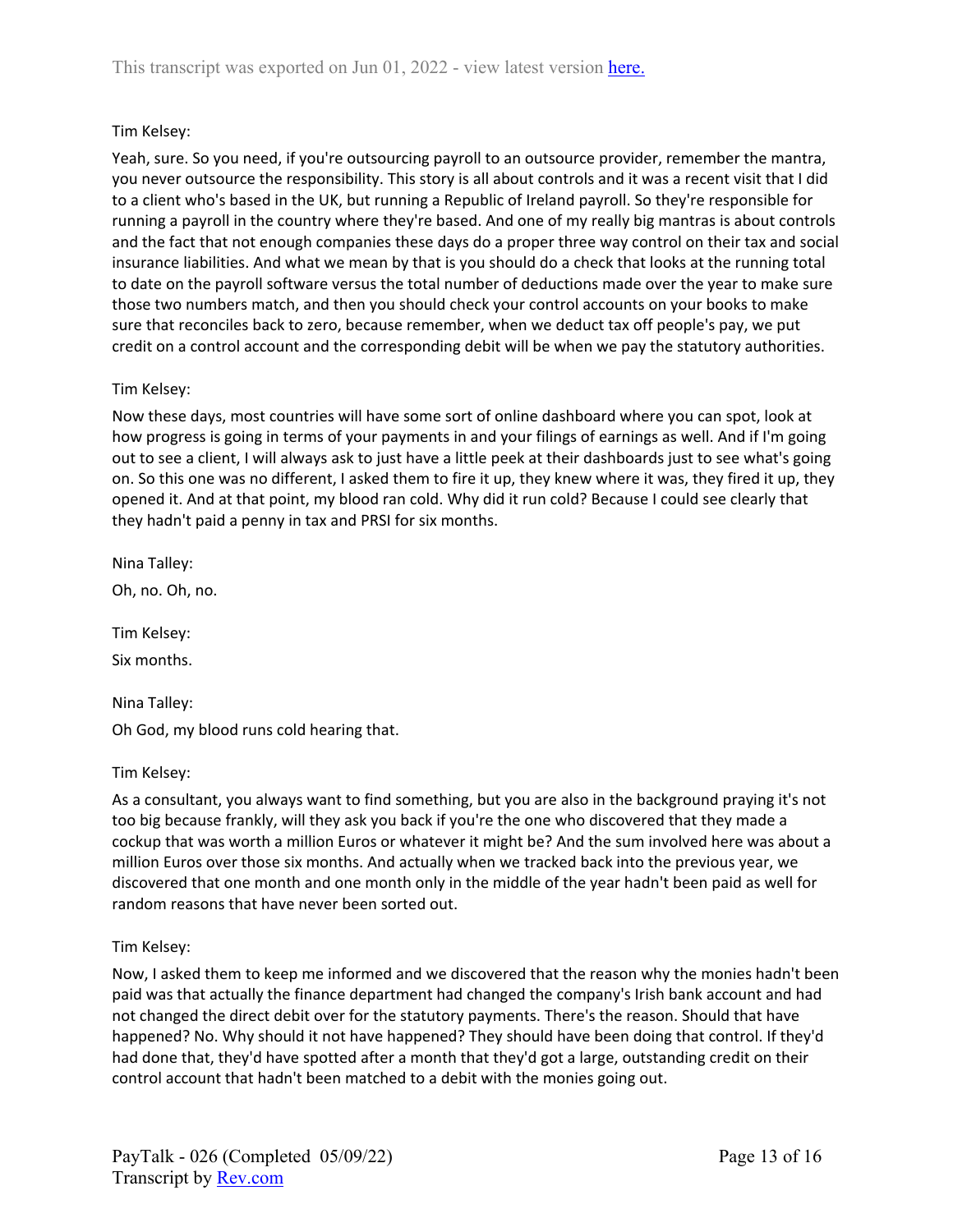Tim Kelsey:

Yeah, sure. So you need, if you're outsourcing payroll to an outsource provider, remember the mantra, you never outsource the responsibility. This story is all about controls and it was a recent visit that I did to a client who's based in the UK, but running a Republic of Ireland payroll. So they're responsible for running a payroll in the country where they're based. And one of my really big mantras is about controls and the fact that not enough companies these days do a proper three way control on their tax and social insurance liabilities. And what we mean by that is you should do a check that looks at the running total to date on the payroll software versus the total number of deductions made over the year to make sure those two numbers match, and then you should check your control accounts on your books to make sure that reconciles back to zero, because remember, when we deduct tax off people's pay, we put credit on a control account and the corresponding debit will be when we pay the statutory authorities.

Tim Kelsey:

Now these days, most countries will have some sort of online dashboard where you can spot, look at how progress is going in terms of your payments in and your filings of earnings as well. And if I'm going out to see a client, I will always ask to just have a little peek at their dashboards just to see what's going on. So this one was no different, I asked them to fire it up, they knew where it was, they fired it up, they opened it. And at that point, my blood ran cold. Why did it run cold? Because I could see clearly that they hadn't paid a penny in tax and PRSI for six months.

Nina Talley:

Oh, no. Oh, no.

Tim Kelsey:

Six months.

Nina Talley:

Oh God, my blood runs cold hearing that.

Tim Kelsey:

As a consultant, you always want to find something, but you are also in the background praying it's not too big because frankly, will they ask you back if you're the one who discovered that they made a cockup that was worth a million Euros or whatever it might be? And the sum involved here was about a million Euros over those six months. And actually when we tracked back into the previous year, we discovered that one month and one month only in the middle of the year hadn't been paid as well for random reasons that have never been sorted out.

Tim Kelsey:

Now, I asked them to keep me informed and we discovered that the reason why the monies hadn't been paid was that actually the finance department had changed the company's Irish bank account and had not changed the direct debit over for the statutory payments. There's the reason. Should that have happened? No. Why should it not have happened? They should have been doing that control. If they'd had done that, they'd have spotted after a month that they'd got a large, outstanding credit on their control account that hadn't been matched to a debit with the monies going out.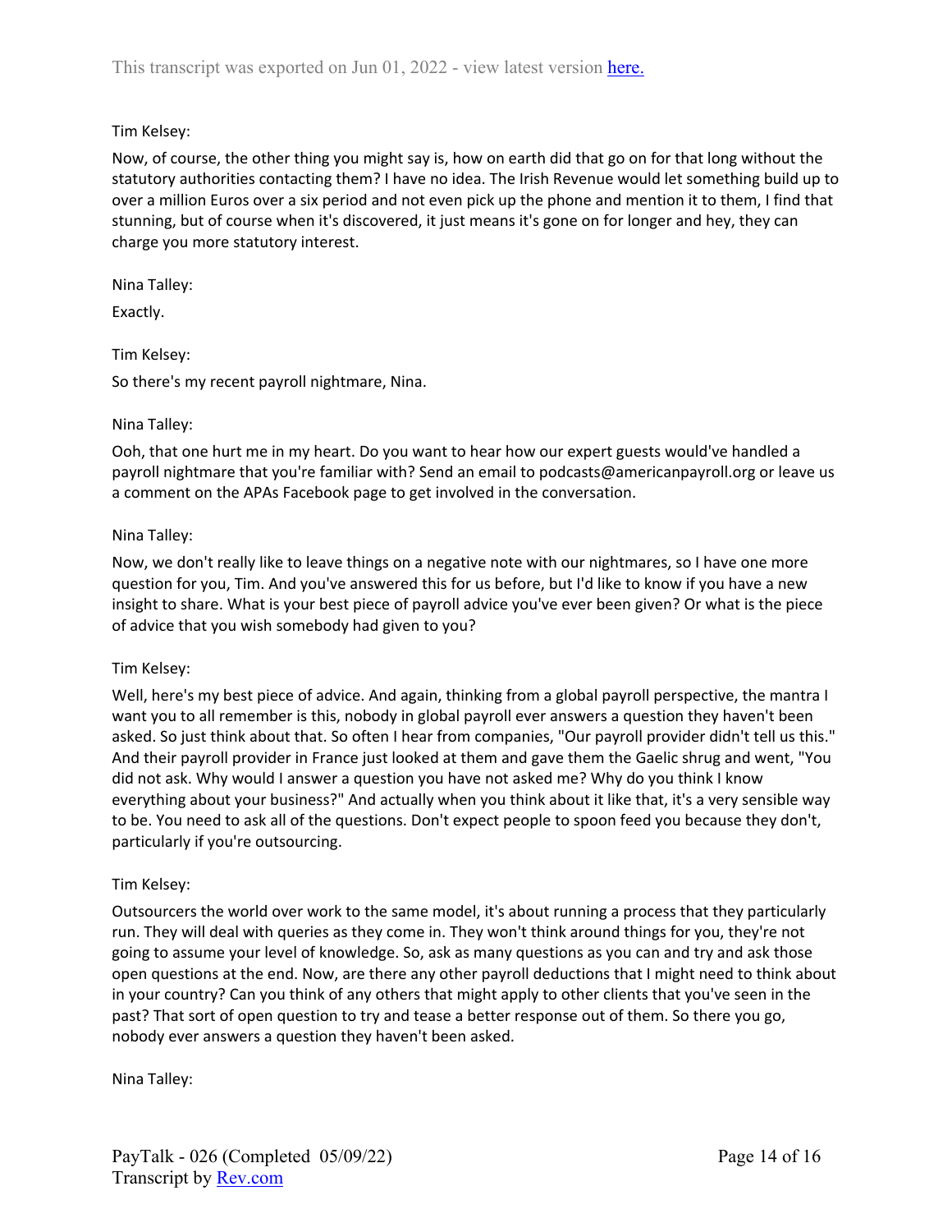Tim Kelsey:

Now, of course, the other thing you might say is, how on earth did that go on for that long without the statutory authorities contacting them? I have no idea. The Irish Revenue would let something build up to over a million Euros over a six period and not even pick up the phone and mention it to them, I find that stunning, but of course when it's discovered, it just means it's gone on for longer and hey, they can charge you more statutory interest.

Nina Talley:

Exactly.

Tim Kelsey:

So there's my recent payroll nightmare, Nina.

Nina Talley:

Ooh, that one hurt me in my heart. Do you want to hear how our expert guests would've handled a payroll nightmare that you're familiar with? Send an email to podcasts@americanpayroll.org or leave us a comment on the APAs Facebook page to get involved in the conversation.

Nina Talley:

Now, we don't really like to leave things on a negative note with our nightmares, so I have one more question for you, Tim. And you've answered this for us before, but I'd like to know if you have a new insight to share. What is your best piece of payroll advice you've ever been given? Or what is the piece of advice that you wish somebody had given to you?

Tim Kelsey:

Well, here's my best piece of advice. And again, thinking from a global payroll perspective, the mantra I want you to all remember is this, nobody in global payroll ever answers a question they haven't been asked. So just think about that. So often I hear from companies, "Our payroll provider didn't tell us this." And their payroll provider in France just looked at them and gave them the Gaelic shrug and went, "You did not ask. Why would I answer a question you have not asked me? Why do you think I know everything about your business?" And actually when you think about it like that, it's a very sensible way to be. You need to ask all of the questions. Don't expect people to spoon feed you because they don't, particularly if you're outsourcing.

Tim Kelsey:

Outsourcers the world over work to the same model, it's about running a process that they particularly run. They will deal with queries as they come in. They won't think around things for you, they're not going to assume your level of knowledge. So, ask as many questions as you can and try and ask those open questions at the end. Now, are there any other payroll deductions that I might need to think about in your country? Can you think of any others that might apply to other clients that you've seen in the past? That sort of open question to try and tease a better response out of them. So there you go, nobody ever answers a question they haven't been asked.

Nina Talley: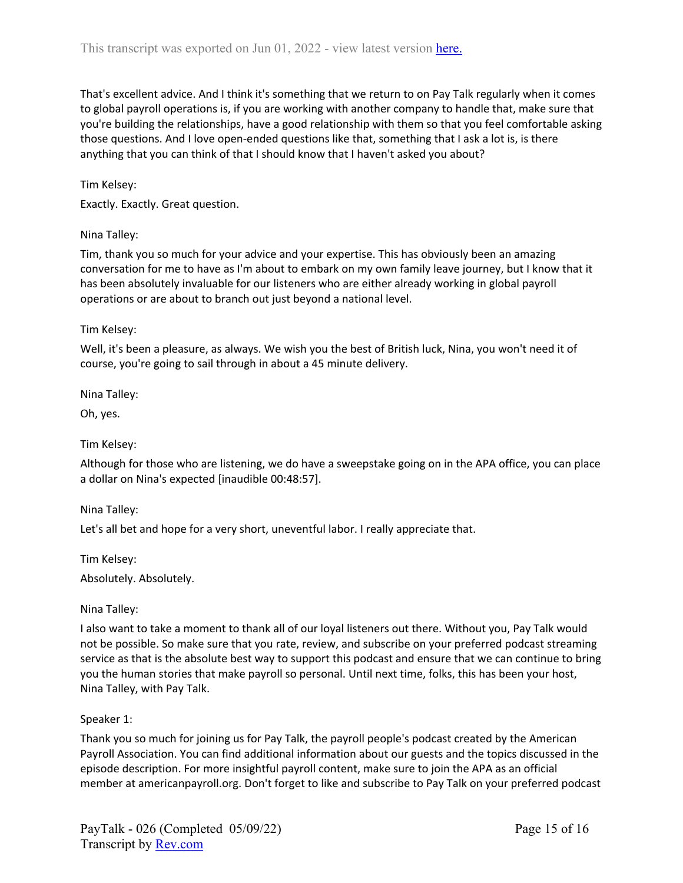That's excellent advice. And I think it's something that we return to on Pay Talk regularly when it comes to global payroll operations is, if you are working with another company to handle that, make sure that you're building the relationships, have a good relationship with them so that you feel comfortable asking those questions. And I love open-ended questions like that, something that I ask a lot is, is there anything that you can think of that I should know that I haven't asked you about?

Tim Kelsey:

Exactly. Exactly. Great question.

Nina Talley:

Tim, thank you so much for your advice and your expertise. This has obviously been an amazing conversation for me to have as I'm about to embark on my own family leave journey, but I know that it has been absolutely invaluable for our listeners who are either already working in global payroll operations or are about to branch out just beyond a national level.

Tim Kelsey:

Well, it's been a pleasure, as always. We wish you the best of British luck, Nina, you won't need it of course, you're going to sail through in about a 45 minute delivery.

Nina Talley:

Oh, yes.

Tim Kelsey:

Although for those who are listening, we do have a sweepstake going on in the APA office, you can place a dollar on Nina's expected [inaudible 00:48:57].

Nina Talley:

Let's all bet and hope for a very short, uneventful labor. I really appreciate that.

Tim Kelsey:

Absolutely. Absolutely.

Nina Talley:

I also want to take a moment to thank all of our loyal listeners out there. Without you, Pay Talk would not be possible. So make sure that you rate, review, and subscribe on your preferred podcast streaming service as that is the absolute best way to support this podcast and ensure that we can continue to bring you the human stories that make payroll so personal. Until next time, folks, this has been your host, Nina Talley, with Pay Talk.

Speaker 1:

Thank you so much for joining us for Pay Talk, the payroll people's podcast created by the American Payroll Association. You can find additional information about our guests and the topics discussed in the episode description. For more insightful payroll content, make sure to join the APA as an official member at americanpayroll.org. Don't forget to like and subscribe to Pay Talk on your preferred podcast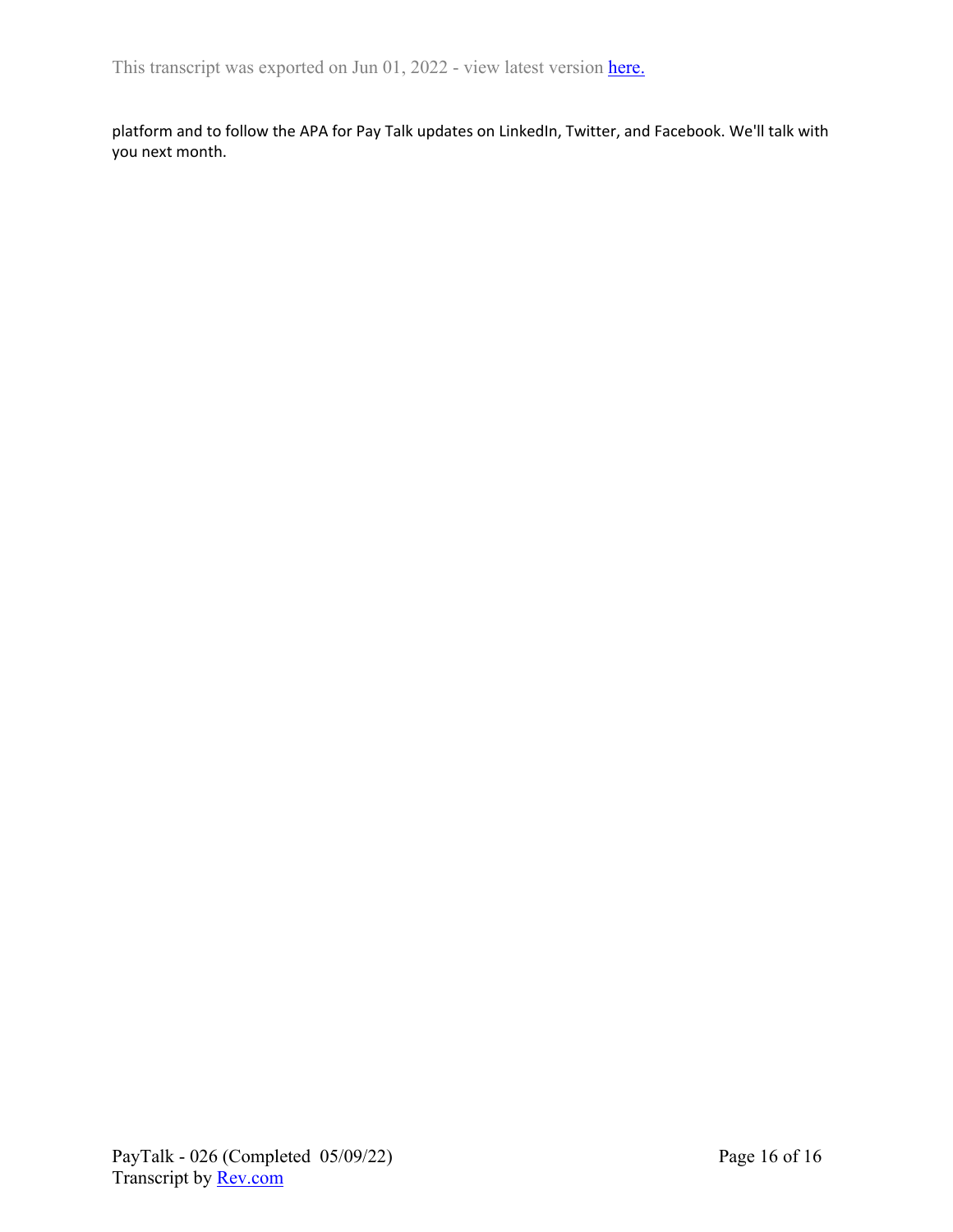platform and to follow the APA for Pay Talk updates on LinkedIn, Twitter, and Facebook. We'll talk with you next month.